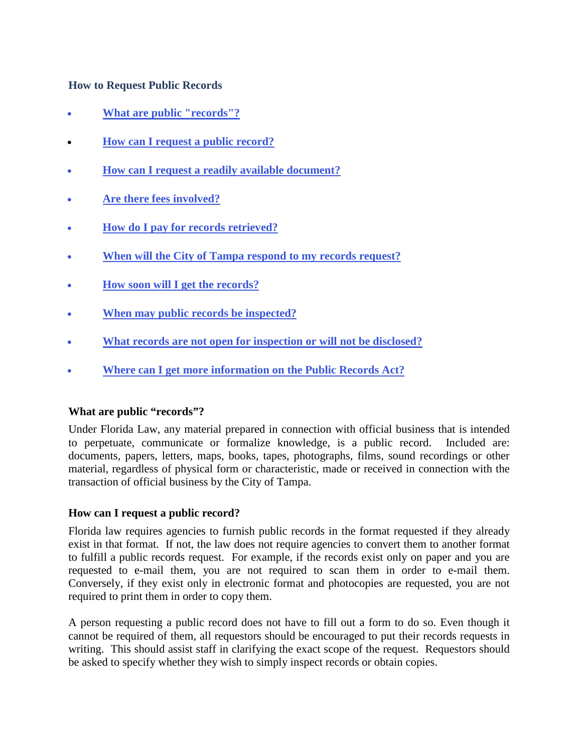### How to Request Public Records

- **What are public "records"?**
- **How can I request a public record?**
- **How can I request a readily available document?**
- **Are there fees involved?**
- **How do I pay for records retrieved?**
- **When will the City of Tampa respond to my records request?**
- **How soon will I get the records?**
- **When may public records be inspected?**
- **What records are not open for inspection or will not be disclosed?**
- **Where can I get more information on the Public Records Act?**

### What are public "records"?

Under Florida Law, any material prepared in connection with official business that is intended to perpetuate, communicate or formalize knowledge, is a public record. Included are: documents, papers, letters, maps, books, tapes, photographs, films, sound recordings or other material, regardless of physical form or characteristic, made or received in connection with the transaction of official business by the City of Tampa.

### How can I request a public record?

Florida law requires agencies to furnish public records in the format requested if they already exist in that format. If not, the law does not require agencies to convert them to another format to fulfill a public records request. For example, if the records exist only on paper and you are requested to e-mail them, you are not required to scan them in order to e-mail them. Conversely, if they exist only in electronic format and photocopies are requested, you are not required to print them in order to copy them.

A person requesting a public record does not have to fill out a form to do so. Even though it cannot be required of them, all requestors should be encouraged to put their records requests in writing. This should assist staff in clarifying the exact scope of the request. Requestors should be asked to specify whether they wish to simply inspect records or obtain copies.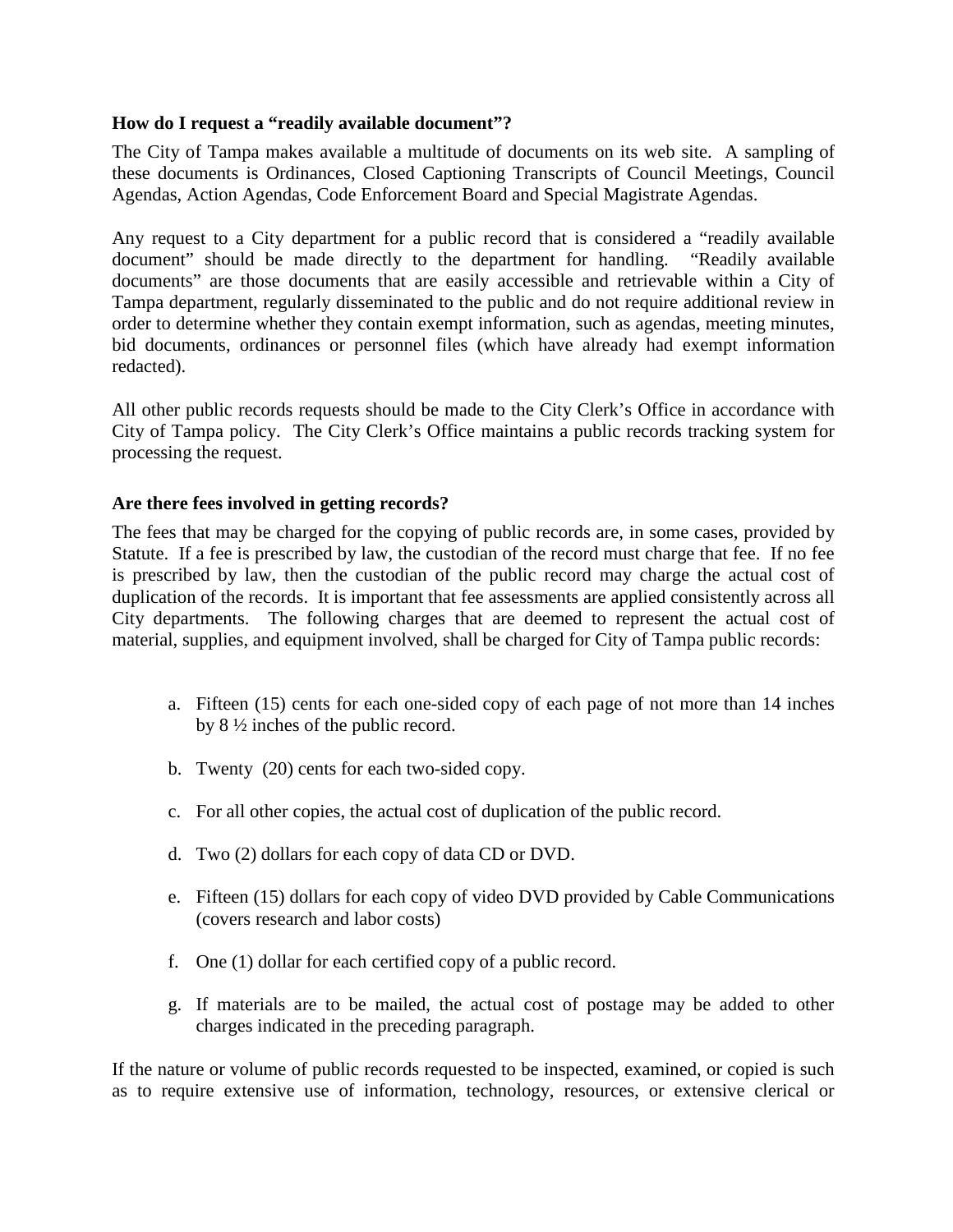**How do I request a "readily available document"?**

The City of Tampa makes available a multitude of documents on its web site. A sampling of these documents is Ordinances, Closed Captioning Transcripts of Council Meetings, Council Agendas, Action Agendas, Code Enforcement Board and Special Magistrate Agendas.

Any request to a City department for a public record that is considered a "readily available document" should be made directly to the department for handling. "Readily available documents" are those documents that are easily accessible and retrievable within a City of Tampa department, regularly disseminated to the public and do not require additional review in order to determine whether they contain exempt information, such as agendas, meeting minutes, bid documents, ordinances or personnel files (which have already had exempt information redacted).

All other public records requests should be made to the City Clerk's Office in accordance with City of Tampa policy. The City Clerk's Office maintains a public records tracking system for processing the request.

**Are there fees involved in getting records?**

The fees that may be charged for the copying of public records are, in some cases, provided by Statute. If a fee is prescribed by law, the custodian of the record must charge that fee. If no fee is prescribed by law, then the custodian of the public record may charge the actual cost of duplication of the records. It is important that fee assessments are applied consistently across all City departments. The following charges that are deemed to represent the actual cost of material, supplies, and equipment involved, shall be charged for City of Tampa public records:

a. Fifteen (15) cents for each one-sided copy of each page of not more than 14 inches by 8 ½ inches of the public record.

b. Twenty (20) cents for each two-sided copy.

c. For all other copies, the actual cost of duplication of the public record.

d. Two (2) dollars for each copy of data CD or DVD.

e. Fifteen (15) dollars for each copy of video DVD provided by Cable Communications (covers research and labor costs)

f. One (1) dollar for each certified copy of a public record.

g. If materials are to be mailed, the actual cost of postage may be added to other charges indicated in the preceding paragraph.

If the nature or volume of public records requested to be inspected, examined, or copied is such as to require extensive use of information, technology, resources, or extensive clerical or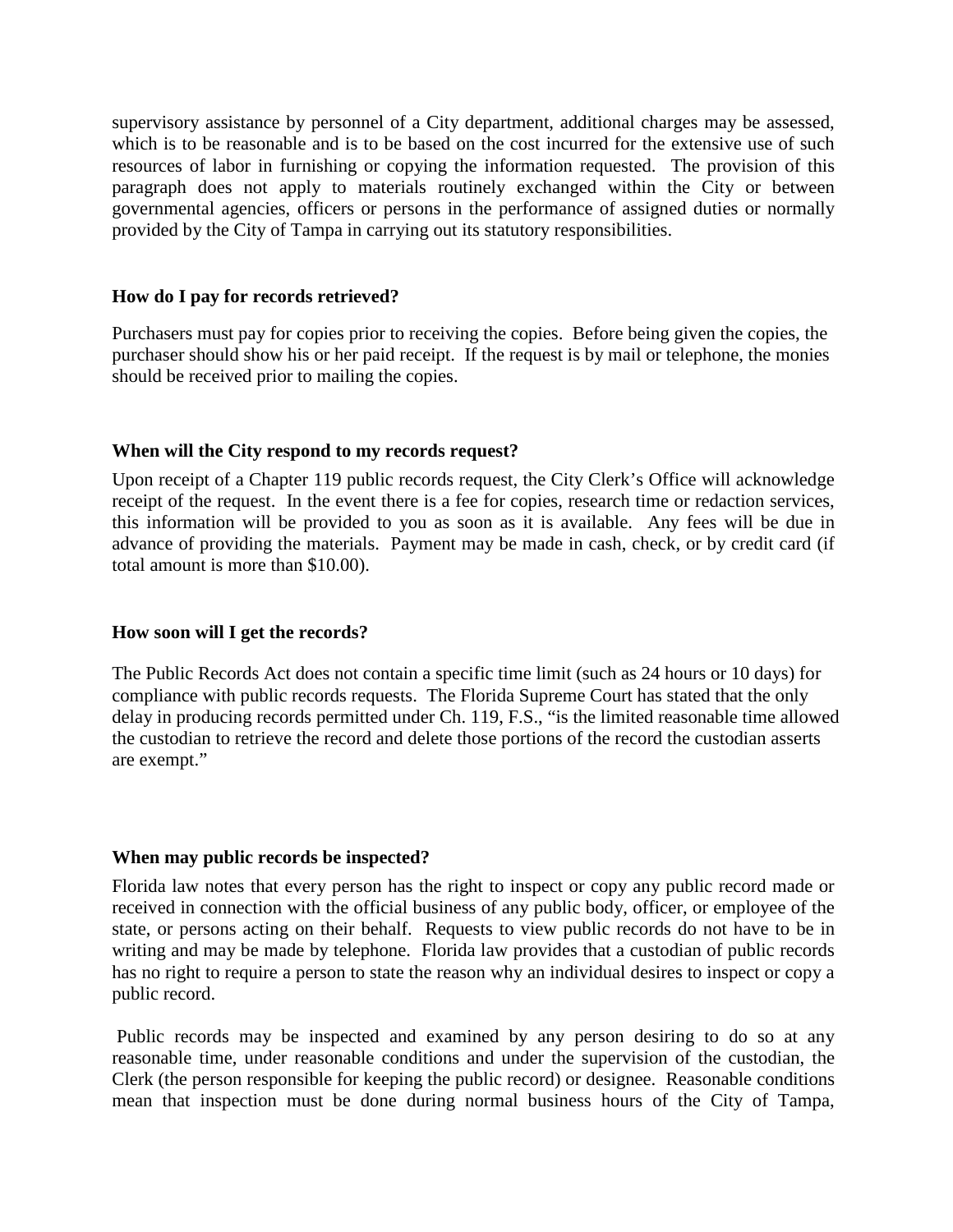supervisory assistance by personnel of a City department, additional charges may be assessed, which is to be reasonable and is to be based on the cost incurred for the extensive use of such resources of labor in furnishing or copying the information requested. The provision of this paragraph does not apply to materials routinely exchanged within the City or between governmental agencies, officers or persons in the performance of assigned duties or normally provided by the City of Tampa in carrying out its statutory responsibilities.

**How do I pay for records retrieved?**

Purchasers must pay for copies prior to receiving the copies. Before being given the copies, the purchaser should show his or her paid receipt. If the request is by mail or telephone, the monies should be received prior to mailing the copies.

**When will the City respond to my records request?**

Upon receipt of a Chapter 119 public records request, the City Clerk's Office will acknowledge receipt of the request. In the event there is a fee for copies, research time or redaction services, this information will be provided to you as soon as it is available. Any fees will be due in advance of providing the materials. Payment may be made in cash, check, or by credit card (if total amount is more than $10.00).

**How soon will I get the records?**

The Public Records Act does not contain a specific time limit (such as 24 hours or 10 days) for compliance with public records requests. The Florida Supreme Court has stated that the only delay in producing records permitted under Ch. 119, F.S., "is the limited reasonable time allowed the custodian to retrieve the record and delete those portions of the record the custodian asserts are exempt."

**When may public records be inspected?**

Florida law notes that every person has the right to inspect or copy any public record made or received in connection with the official business of any public body, officer, or employee of the state, or persons acting on their behalf. Requests to view public records do not have to be in writing and may be made by telephone. Florida law provides that a custodian of public records has no right to require a person to state the reason why an individual desires to inspect or copy a public record.

Public records may be inspected and examined by any person desiring to do so at any reasonable time, under reasonable conditions and under the supervision of the custodian, the Clerk (the person responsible for keeping the public record) or designee. Reasonable conditions mean that inspection must be done during normal business hours of the City of Tampa,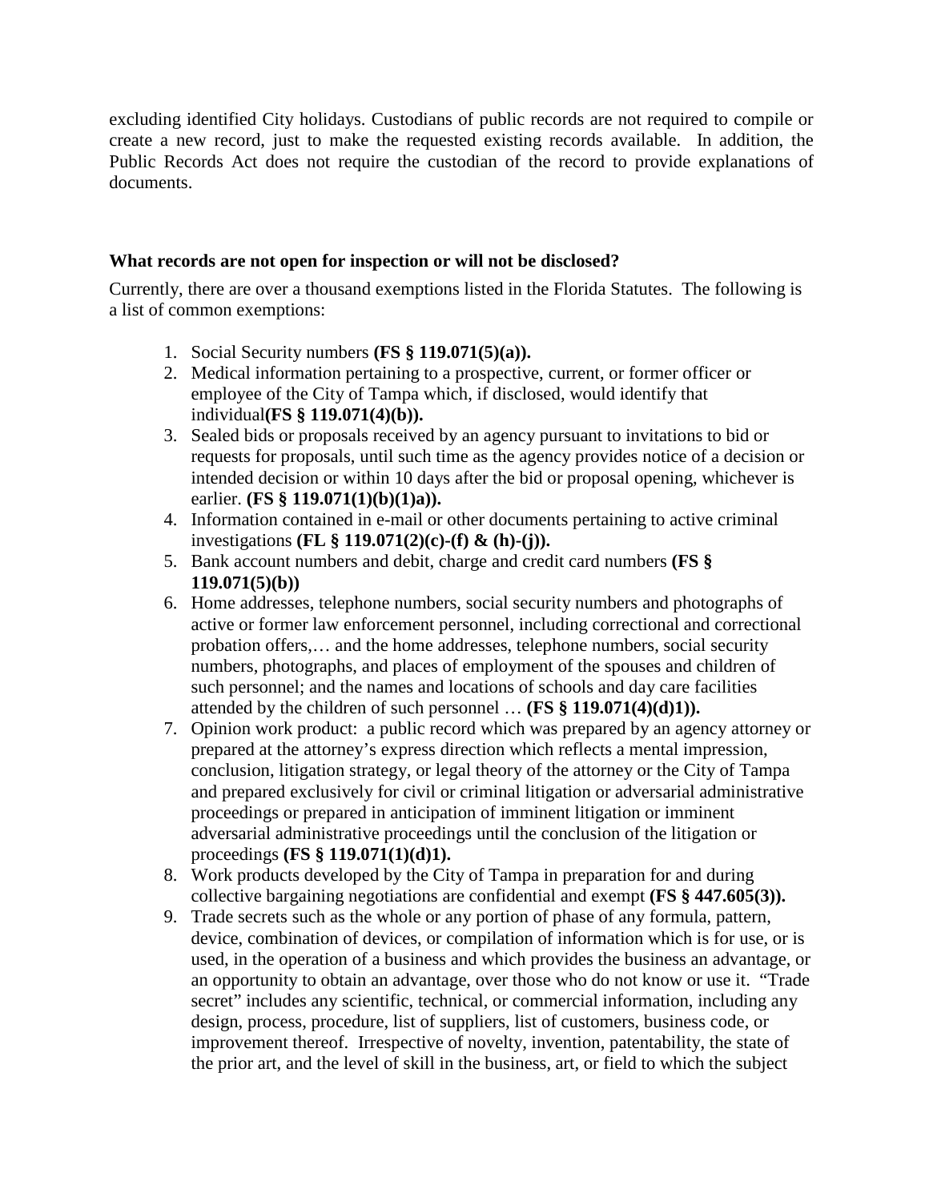excluding identified City holidays. Custodians of public records are not required to compile or create a new record, just to make the requested existing records available. In addition, the Public Records Act does not require the custodian of the record to provide explanations of documents.

**What records are not open for inspection or will not be disclosed?**

Currently, there are over a thousand exemptions listed in the Florida Statutes. The following is a list of common exemptions:

1. Social Security numbers **(FS § 119.071(5)(a)).**
2. Medical information pertaining to a prospective, current, or former officer or employee of the City of Tampa which, if disclosed, would identify that individual**(FS § 119.071(4)(b)).**
3. Sealed bids or proposals received by an agency pursuant to invitations to bid or requests for proposals, until such time as the agency provides notice of a decision or intended decision or within 10 days after the bid or proposal opening, whichever is earlier. **(FS § 119.071(1)(b)(1)a)).**
4. Information contained in e-mail or other documents pertaining to active criminal investigations **(FL § 119.071(2)(c)-(f) & (h)-(j)).**
5. Bank account numbers and debit, charge and credit card numbers **(FS § 119.071(5)(b))**
6. Home addresses, telephone numbers, social security numbers and photographs of active or former law enforcement personnel, including correctional and correctional probation offers,… and the home addresses, telephone numbers, social security numbers, photographs, and places of employment of the spouses and children of such personnel; and the names and locations of schools and day care facilities attended by the children of such personnel … **(FS § 119.071(4)(d)1)).**
7. Opinion work product: a public record which was prepared by an agency attorney or prepared at the attorney's express direction which reflects a mental impression, conclusion, litigation strategy, or legal theory of the attorney or the City of Tampa and prepared exclusively for civil or criminal litigation or adversarial administrative proceedings or prepared in anticipation of imminent litigation or imminent adversarial administrative proceedings until the conclusion of the litigation or proceedings **(FS § 119.071(1)(d)1).**
8. Work products developed by the City of Tampa in preparation for and during collective bargaining negotiations are confidential and exempt **(FS § 447.605(3)).**
9. Trade secrets such as the whole or any portion of phase of any formula, pattern, device, combination of devices, or compilation of information which is for use, or is used, in the operation of a business and which provides the business an advantage, or an opportunity to obtain an advantage, over those who do not know or use it. "Trade secret" includes any scientific, technical, or commercial information, including any design, process, procedure, list of suppliers, list of customers, business code, or improvement thereof. Irrespective of novelty, invention, patentability, the state of the prior art, and the level of skill in the business, art, or field to which the subject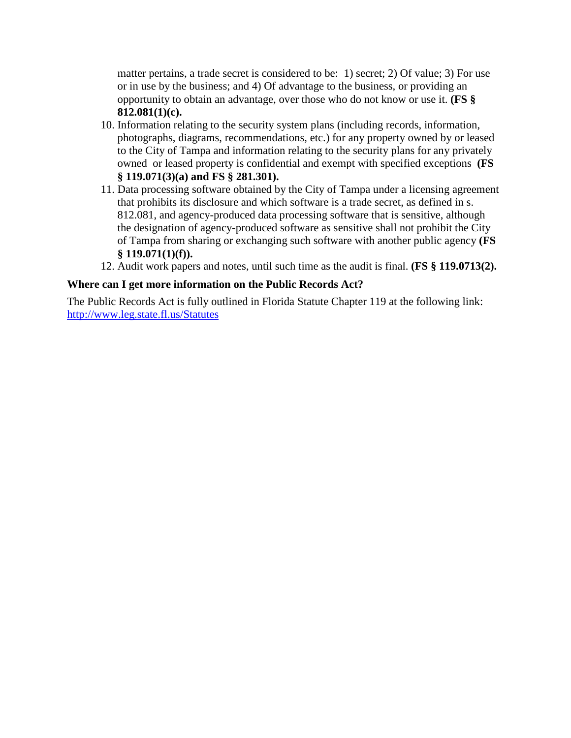matter pertains, a trade secret is considered to be: 1) secret; 2) Of value; 3) For use or in use by the business; and 4) Of advantage to the business, or providing an opportunity to obtain an advantage, over those who do not know or use it. **(FS § 812.081(1)(c).**

10. Information relating to the security system plans (including records, information, photographs, diagrams, recommendations, etc.) for any property owned by or leased to the City of Tampa and information relating to the security plans for any privately owned or leased property is confidential and exempt with specified exceptions **(FS § 119.071(3)(a) and FS § 281.301).**
11. Data processing software obtained by the City of Tampa under a licensing agreement that prohibits its disclosure and which software is a trade secret, as defined in s. 812.081, and agency-produced data processing software that is sensitive, although the designation of agency-produced software as sensitive shall not prohibit the City of Tampa from sharing or exchanging such software with another public agency **(FS § 119.071(1)(f)).**
12. Audit work papers and notes, until such time as the audit is final. **(FS § 119.0713(2).**

**Where can I get more information on the Public Records Act?**

The Public Records Act is fully outlined in Florida Statute Chapter 119 at the following link: http://www.leg.state.fl.us/Statutes